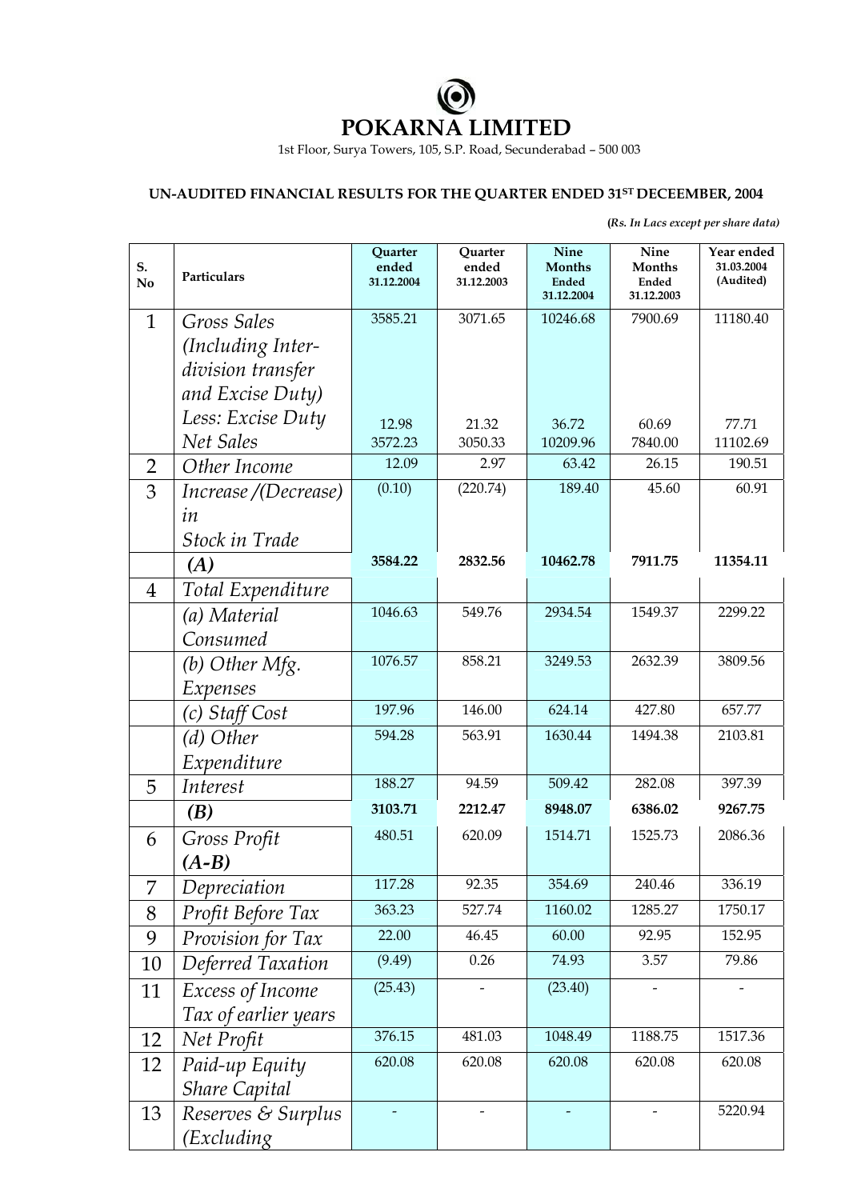# POKARNA LIMITED

1st Floor, Surya Towers, 105, S.P. Road, Secunderabad – 500 003

## UN-AUDITED FINANCIAL RESULTS FOR THE QUARTER ENDED 31ST DECEEMBER, 2004

*(Rs. In Lacs except per share data)*

| S. No | Particulars | Quarter ended 31.12.2004 | Quarter ended 31.12.2003 | Nine Months Ended 31.12.2004 | Nine Months Ended 31.12.2003 | Year ended 31.03.2004 (Audited) |
|---|---|---|---|---|---|---|
| 1 | *Gross Sales (Including Inter-division transfer and Excise Duty)* | 3585.21 | 3071.65 | 10246.68 | 7900.69 | 11180.40 |
| | *Less: Excise Duty* | 12.98 | 21.32 | 36.72 | 60.69 | 77.71 |
| | *Net Sales* | 3572.23 | 3050.33 | 10209.96 | 7840.00 | 11102.69 |
| 2 | *Other Income* | 12.09 | 2.97 | 63.42 | 26.15 | 190.51 |
| 3 | *Increase /(Decrease) in Stock in Trade* | (0.10) | (220.74) | 189.40 | 45.60 | 60.91 |
| | ***(A)*** | **3584.22** | **2832.56** | **10462.78** | **7911.75** | **11354.11** |
| 4 | *Total Expenditure* | | | | | |
| | *(a) Material Consumed* | 1046.63 | 549.76 | 2934.54 | 1549.37 | 2299.22 |
| | *(b) Other Mfg. Expenses* | 1076.57 | 858.21 | 3249.53 | 2632.39 | 3809.56 |
| | *(c) Staff Cost* | 197.96 | 146.00 | 624.14 | 427.80 | 657.77 |
| | *(d) Other Expenditure* | 594.28 | 563.91 | 1630.44 | 1494.38 | 2103.81 |
| 5 | *Interest* | 188.27 | 94.59 | 509.42 | 282.08 | 397.39 |
| | ***(B)*** | **3103.71** | **2212.47** | **8948.07** | **6386.02** | **9267.75** |
| 6 | *Gross Profit **(A-B)*** | 480.51 | 620.09 | 1514.71 | 1525.73 | 2086.36 |
| 7 | *Depreciation* | 117.28 | 92.35 | 354.69 | 240.46 | 336.19 |
| 8 | *Profit Before Tax* | 363.23 | 527.74 | 1160.02 | 1285.27 | 1750.17 |
| 9 | *Provision for Tax* | 22.00 | 46.45 | 60.00 | 92.95 | 152.95 |
| 10 | *Deferred Taxation* | (9.49) | 0.26 | 74.93 | 3.57 | 79.86 |
| 11 | *Excess of Income Tax of earlier years* | (25.43) | - | (23.40) | - | - |
| 12 | *Net Profit* | 376.15 | 481.03 | 1048.49 | 1188.75 | 1517.36 |
| 12 | *Paid-up Equity Share Capital* | 620.08 | 620.08 | 620.08 | 620.08 | 620.08 |
| 13 | *Reserves & Surplus (Excluding* | - | - | - | - | 5220.94 |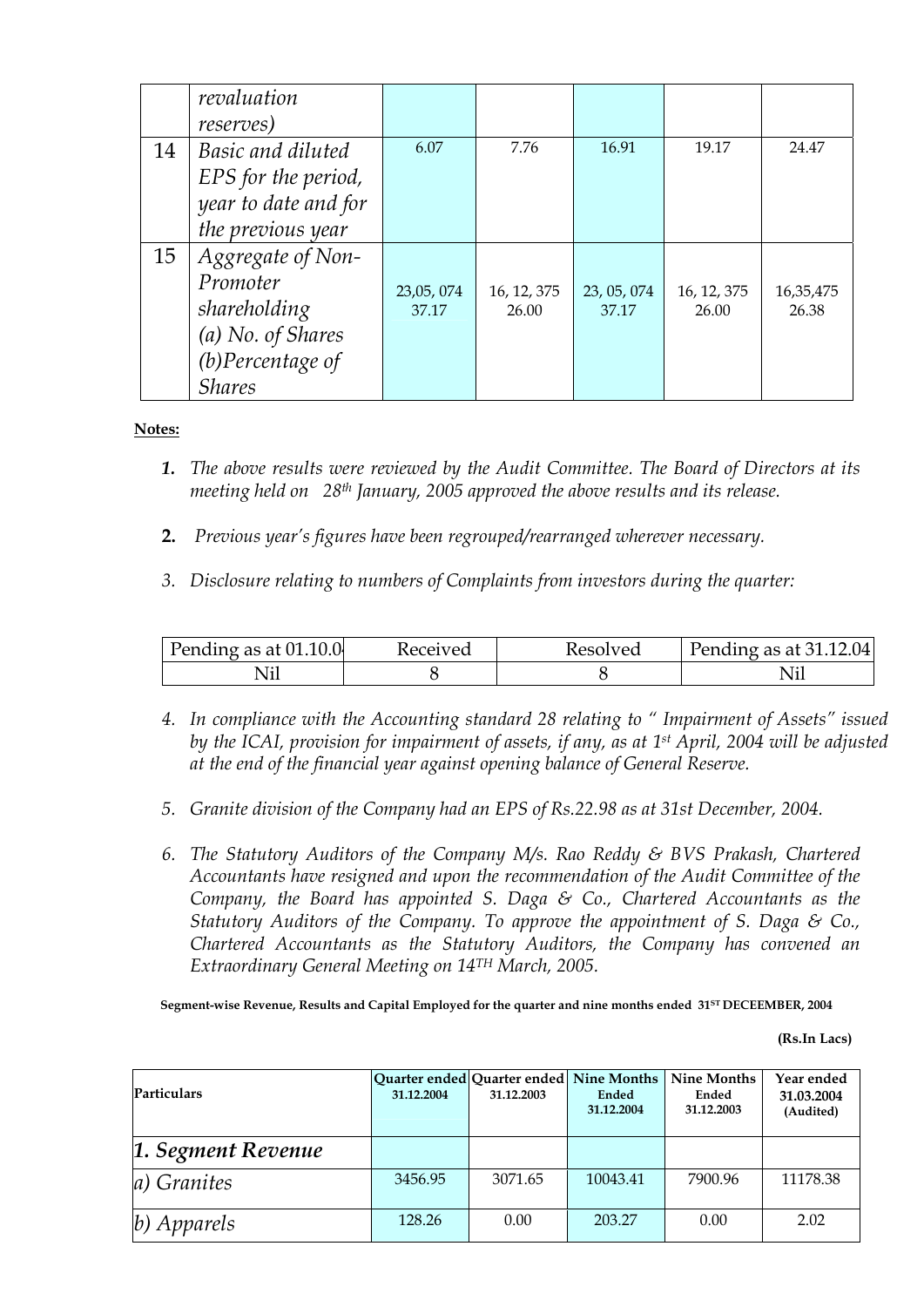| | | | | | | |
|---|---|---|---|---|---|---|
| | *revaluation reserves)* | | | | | |
| 14 | *Basic and diluted EPS for the period, year to date and for the previous year* | 6.07 | 7.76 | 16.91 | 19.17 | 24.47 |
| 15 | *Aggregate of Non-Promoter shareholding (a) No. of Shares (b)Percentage of Shares* | 23,05, 074<br>37.17 | 16, 12, 375<br>26.00 | 23, 05, 074<br>37.17 | 16, 12, 375<br>26.00 | 16,35,475<br>26.38 |

**Notes:**

1. *The above results were reviewed by the Audit Committee. The Board of Directors at its meeting held on 28th January, 2005 approved the above results and its release.*

2. *Previous year's figures have been regrouped/rearranged wherever necessary.*

3. *Disclosure relating to numbers of Complaints from investors during the quarter:*

| Pending as at 01.10.04 | Received | Resolved | Pending as at 31.12.04 |
|---|---|---|---|
| Nil | 8 | 8 | Nil |

4. *In compliance with the Accounting standard 28 relating to " Impairment of Assets" issued by the ICAI, provision for impairment of assets, if any, as at 1st April, 2004 will be adjusted at the end of the financial year against opening balance of General Reserve.*

5. *Granite division of the Company had an EPS of Rs.22.98 as at 31st December, 2004.*

6. *The Statutory Auditors of the Company M/s. Rao Reddy & BVS Prakash, Chartered Accountants have resigned and upon the recommendation of the Audit Committee of the Company, the Board has appointed S. Daga & Co., Chartered Accountants as the Statutory Auditors of the Company. To approve the appointment of S. Daga & Co., Chartered Accountants as the Statutory Auditors, the Company has convened an Extraordinary General Meeting on 14TH March, 2005.*

**Segment-wise Revenue, Results and Capital Employed for the quarter and nine months ended 31ST DECEEMBER, 2004**

**(Rs.In Lacs)**

| Particulars | Quarter ended 31.12.2004 | Quarter ended 31.12.2003 | Nine Months Ended 31.12.2004 | Nine Months Ended 31.12.2003 | Year ended 31.03.2004 (Audited) |
|---|---|---|---|---|---|
| ***1. Segment Revenue*** | | | | | |
| *a) Granites* | 3456.95 | 3071.65 | 10043.41 | 7900.96 | 11178.38 |
| *b) Apparels* | 128.26 | 0.00 | 203.27 | 0.00 | 2.02 |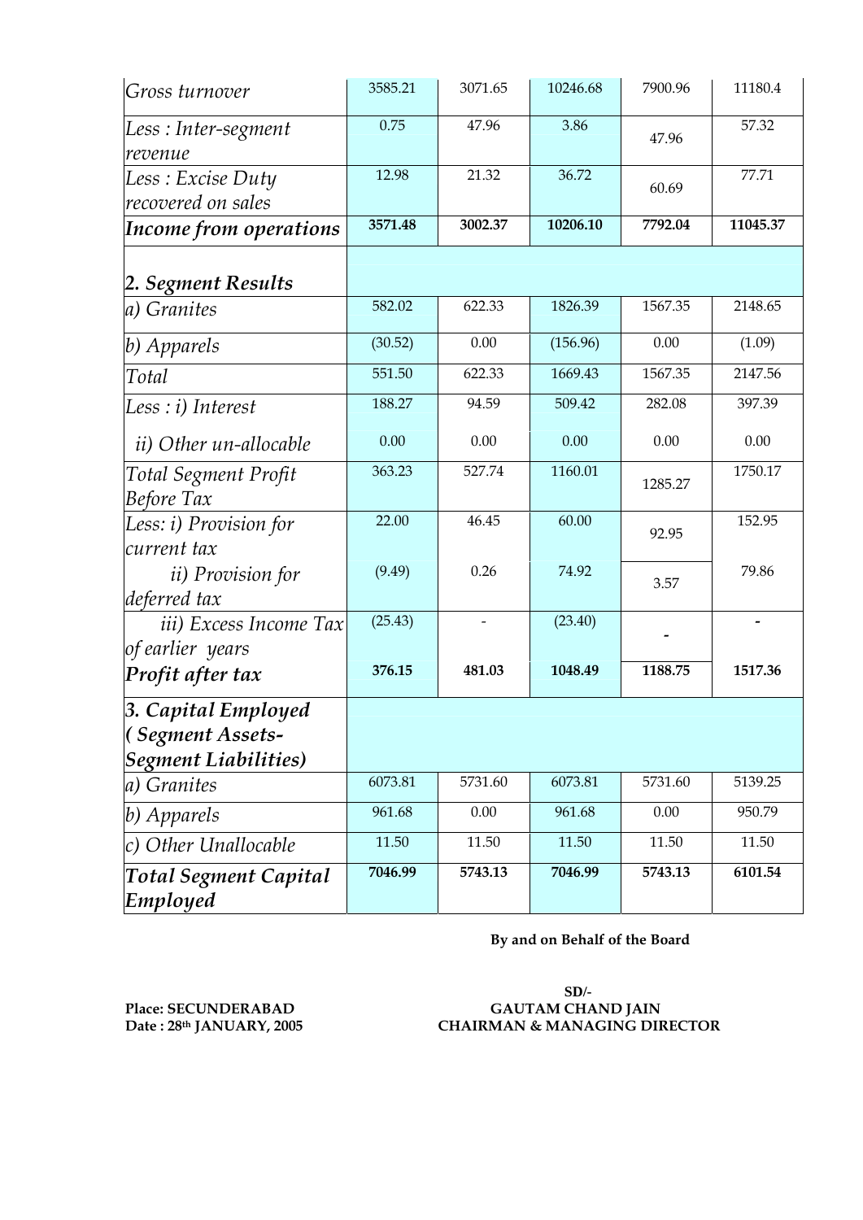| | | | | | |
|---|---|---|---|---|---|
| *Gross turnover* | 3585.21 | 3071.65 | 10246.68 | 7900.96 | 11180.4 |
| *Less : Inter-segment revenue* | 0.75 | 47.96 | 3.86 | 47.96 | 57.32 |
| *Less : Excise Duty recovered on sales* | 12.98 | 21.32 | 36.72 | 60.69 | 77.71 |
| ***Income from operations*** | **3571.48** | **3002.37** | **10206.10** | **7792.04** | **11045.37** |
| ***2. Segment Results*** | | | | | |
| *a) Granites* | 582.02 | 622.33 | 1826.39 | 1567.35 | 2148.65 |
| *b) Apparels* | (30.52) | 0.00 | (156.96) | 0.00 | (1.09) |
| *Total* | 551.50 | 622.33 | 1669.43 | 1567.35 | 2147.56 |
| *Less : i) Interest* | 188.27 | 94.59 | 509.42 | 282.08 | 397.39 |
| *ii) Other un-allocable* | 0.00 | 0.00 | 0.00 | 0.00 | 0.00 |
| *Total Segment Profit Before Tax* | 363.23 | 527.74 | 1160.01 | 1285.27 | 1750.17 |
| *Less: i) Provision for current tax* | 22.00 | 46.45 | 60.00 | 92.95 | 152.95 |
| *ii) Provision for deferred tax* | (9.49) | 0.26 | 74.92 | 3.57 | 79.86 |
| *iii) Excess Income Tax of earlier years* | (25.43) | - | (23.40) | - | - |
| ***Profit after tax*** | **376.15** | **481.03** | **1048.49** | **1188.75** | **1517.36** |
| ***3. Capital Employed (Segment Assets-Segment Liabilities)*** | | | | | |
| *a) Granites* | 6073.81 | 5731.60 | 6073.81 | 5731.60 | 5139.25 |
| *b) Apparels* | 961.68 | 0.00 | 961.68 | 0.00 | 950.79 |
| *c) Other Unallocable* | 11.50 | 11.50 | 11.50 | 11.50 | 11.50 |
| ***Total Segment Capital Employed*** | **7046.99** | **5743.13** | **7046.99** | **5743.13** | **6101.54** |

**By and on Behalf of the Board**

**SD/-**
**GAUTAM CHAND JAIN**
**CHAIRMAN & MANAGING DIRECTOR**

**Place: SECUNDERABAD**
**Date : 28th JANUARY, 2005**